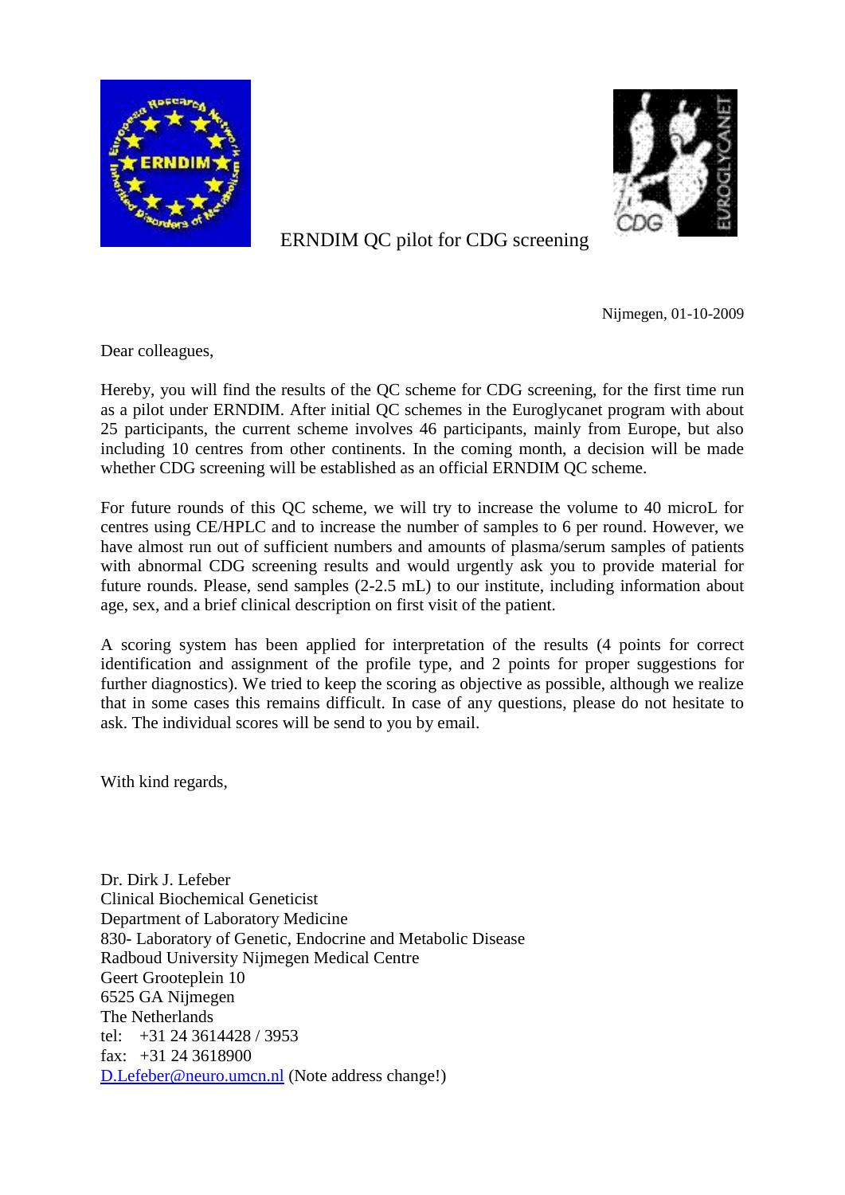# ERNDIM QC pilot for CDG screening

Nijmegen, 01-10-2009

Dear colleagues,

Hereby, you will find the results of the QC scheme for CDG screening, for the first time run as a pilot under ERNDIM. After initial QC schemes in the Euroglycanet program with about 25 participants, the current scheme involves 46 participants, mainly from Europe, but also including 10 centres from other continents. In the coming month, a decision will be made whether CDG screening will be established as an official ERNDIM QC scheme.

For future rounds of this QC scheme, we will try to increase the volume to 40 microL for centres using CE/HPLC and to increase the number of samples to 6 per round. However, we have almost run out of sufficient numbers and amounts of plasma/serum samples of patients with abnormal CDG screening results and would urgently ask you to provide material for future rounds. Please, send samples (2-2.5 mL) to our institute, including information about age, sex, and a brief clinical description on first visit of the patient.

A scoring system has been applied for interpretation of the results (4 points for correct identification and assignment of the profile type, and 2 points for proper suggestions for further diagnostics). We tried to keep the scoring as objective as possible, although we realize that in some cases this remains difficult. In case of any questions, please do not hesitate to ask. The individual scores will be send to you by email.

With kind regards,

Dr. Dirk J. Lefeber
Clinical Biochemical Geneticist
Department of Laboratory Medicine
830- Laboratory of Genetic, Endocrine and Metabolic Disease
Radboud University Nijmegen Medical Centre
Geert Grooteplein 10
6525 GA Nijmegen
The Netherlands
tel: +31 24 3614428 / 3953
fax: +31 24 3618900
D.Lefeber@neuro.umcn.nl (Note address change!)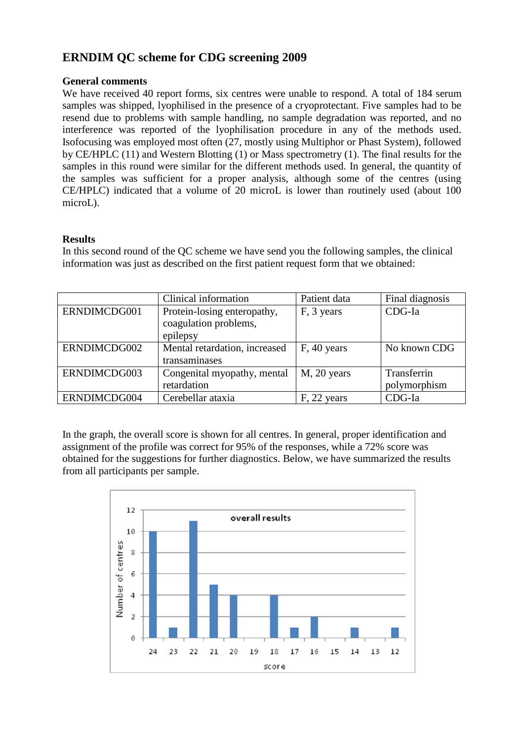## ERNDIM QC scheme for CDG screening 2009

**General comments**

We have received 40 report forms, six centres were unable to respond. A total of 184 serum samples was shipped, lyophilised in the presence of a cryoprotectant. Five samples had to be resend due to problems with sample handling, no sample degradation was reported, and no interference was reported of the lyophilisation procedure in any of the methods used. Isofocusing was employed most often (27, mostly using Multiphor or Phast System), followed by CE/HPLC (11) and Western Blotting (1) or Mass spectrometry (1). The final results for the samples in this round were similar for the different methods used. In general, the quantity of the samples was sufficient for a proper analysis, although some of the centres (using CE/HPLC) indicated that a volume of 20 microL is lower than routinely used (about 100 microL).

**Results**

In this second round of the QC scheme we have send you the following samples, the clinical information was just as described on the first patient request form that we obtained:

| | Clinical information | Patient data | Final diagnosis |
|---|---|---|---|
| ERNDIMCDG001 | Protein-losing enteropathy, coagulation problems, epilepsy | F, 3 years | CDG-Ia |
| ERNDIMCDG002 | Mental retardation, increased transaminases | F, 40 years | No known CDG |
| ERNDIMCDG003 | Congenital myopathy, mental retardation | M, 20 years | Transferrin polymorphism |
| ERNDIMCDG004 | Cerebellar ataxia | F, 22 years | CDG-Ia |

In the graph, the overall score is shown for all centres. In general, proper identification and assignment of the profile was correct for 95% of the responses, while a 72% score was obtained for the suggestions for further diagnostics. Below, we have summarized the results from all participants per sample.

overall results

| Score | 24 | 23 | 22 | 21 | 20 | 19 | 18 | 17 | 16 | 15 | 14 | 13 | 12 |
|---|---|---|---|---|---|---|---|---|---|---|---|---|---|
| Number of centres | 10 | 1 | 11 | 5 | 4 | 0 | 4 | 1 | 2 | 0 | 1 | 0 | 1 |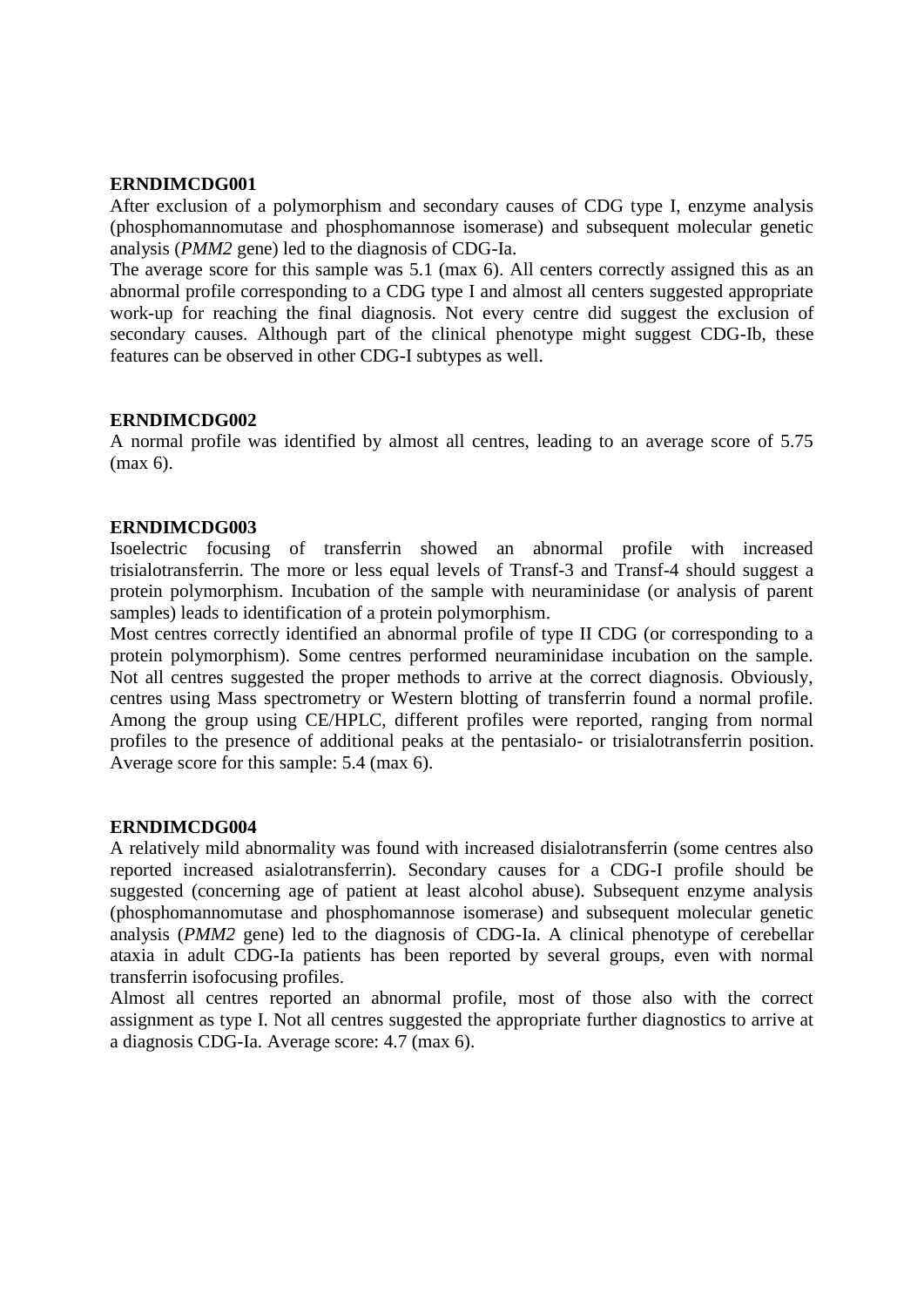**ERNDIMCDG001**

After exclusion of a polymorphism and secondary causes of CDG type I, enzyme analysis (phosphomannomutase and phosphomannose isomerase) and subsequent molecular genetic analysis (*PMM2* gene) led to the diagnosis of CDG-Ia.

The average score for this sample was 5.1 (max 6). All centers correctly assigned this as an abnormal profile corresponding to a CDG type I and almost all centers suggested appropriate work-up for reaching the final diagnosis. Not every centre did suggest the exclusion of secondary causes. Although part of the clinical phenotype might suggest CDG-Ib, these features can be observed in other CDG-I subtypes as well.

**ERNDIMCDG002**

A normal profile was identified by almost all centres, leading to an average score of 5.75 (max 6).

**ERNDIMCDG003**

Isoelectric focusing of transferrin showed an abnormal profile with increased trisialotransferrin. The more or less equal levels of Transf-3 and Transf-4 should suggest a protein polymorphism. Incubation of the sample with neuraminidase (or analysis of parent samples) leads to identification of a protein polymorphism.

Most centres correctly identified an abnormal profile of type II CDG (or corresponding to a protein polymorphism). Some centres performed neuraminidase incubation on the sample. Not all centres suggested the proper methods to arrive at the correct diagnosis. Obviously, centres using Mass spectrometry or Western blotting of transferrin found a normal profile. Among the group using CE/HPLC, different profiles were reported, ranging from normal profiles to the presence of additional peaks at the pentasialo- or trisialotransferrin position. Average score for this sample: 5.4 (max 6).

**ERNDIMCDG004**

A relatively mild abnormality was found with increased disialotransferrin (some centres also reported increased asialotransferrin). Secondary causes for a CDG-I profile should be suggested (concerning age of patient at least alcohol abuse). Subsequent enzyme analysis (phosphomannomutase and phosphomannose isomerase) and subsequent molecular genetic analysis (*PMM2* gene) led to the diagnosis of CDG-Ia. A clinical phenotype of cerebellar ataxia in adult CDG-Ia patients has been reported by several groups, even with normal transferrin isofocusing profiles.

Almost all centres reported an abnormal profile, most of those also with the correct assignment as type I. Not all centres suggested the appropriate further diagnostics to arrive at a diagnosis CDG-Ia. Average score: 4.7 (max 6).